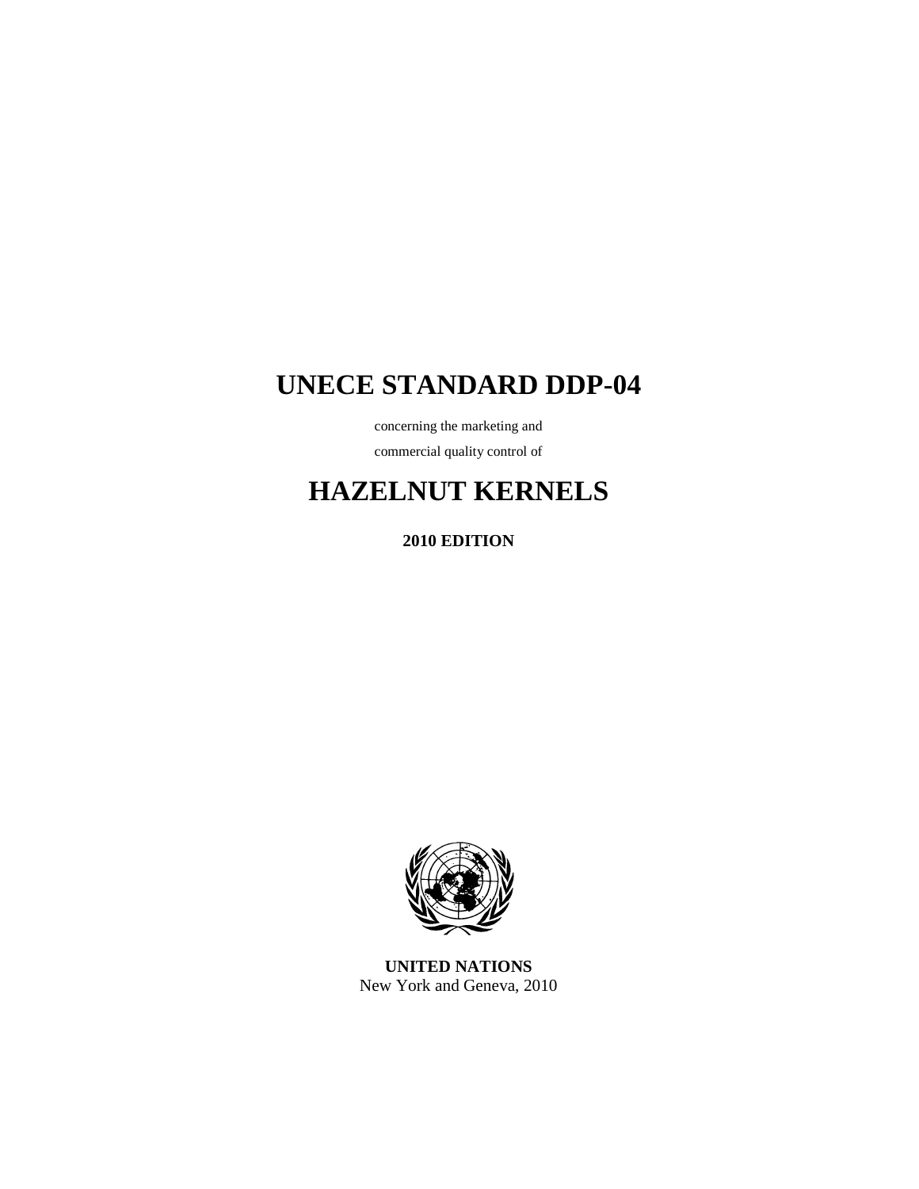# UNECE STANDARD DDP-04

concerning the marketing and

commercial quality control of

# HAZELNUT KERNELS

**2010 EDITION**

**UNITED NATIONS**
New York and Geneva, 2010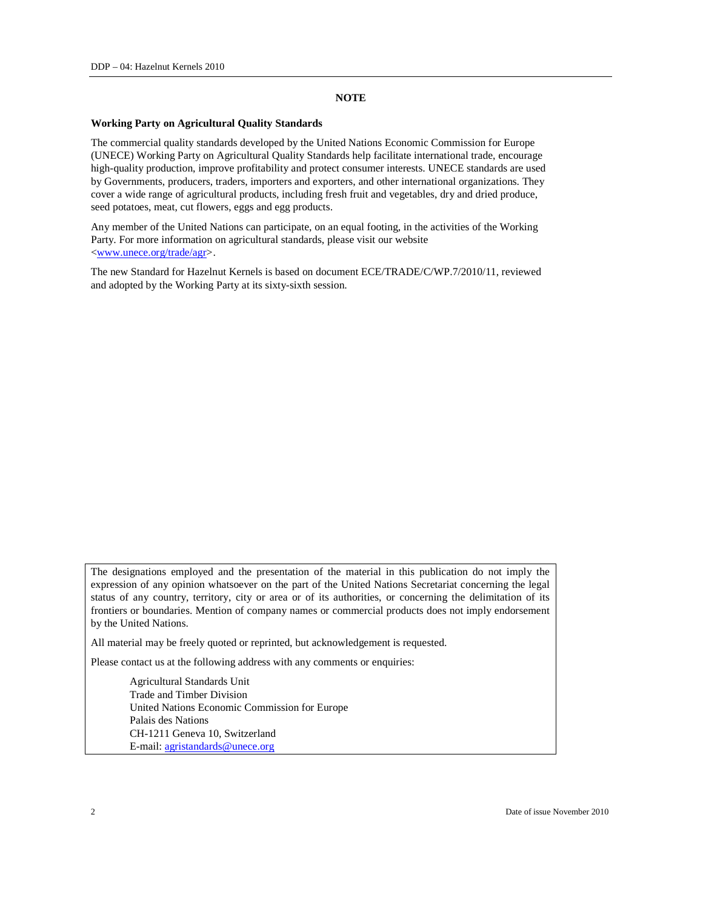## NOTE

**Working Party on Agricultural Quality Standards**

The commercial quality standards developed by the United Nations Economic Commission for Europe (UNECE) Working Party on Agricultural Quality Standards help facilitate international trade, encourage high-quality production, improve profitability and protect consumer interests. UNECE standards are used by Governments, producers, traders, importers and exporters, and other international organizations. They cover a wide range of agricultural products, including fresh fruit and vegetables, dry and dried produce, seed potatoes, meat, cut flowers, eggs and egg products.

Any member of the United Nations can participate, on an equal footing, in the activities of the Working Party. For more information on agricultural standards, please visit our website <www.unece.org/trade/agr>.

The new Standard for Hazelnut Kernels is based on document ECE/TRADE/C/WP.7/2010/11, reviewed and adopted by the Working Party at its sixty-sixth session.

The designations employed and the presentation of the material in this publication do not imply the expression of any opinion whatsoever on the part of the United Nations Secretariat concerning the legal status of any country, territory, city or area or of its authorities, or concerning the delimitation of its frontiers or boundaries. Mention of company names or commercial products does not imply endorsement by the United Nations.

All material may be freely quoted or reprinted, but acknowledgement is requested.

Please contact us at the following address with any comments or enquiries:

Agricultural Standards Unit
Trade and Timber Division
United Nations Economic Commission for Europe
Palais des Nations
CH-1211 Geneva 10, Switzerland
E-mail: agristandards@unece.org

Date of issue November 2010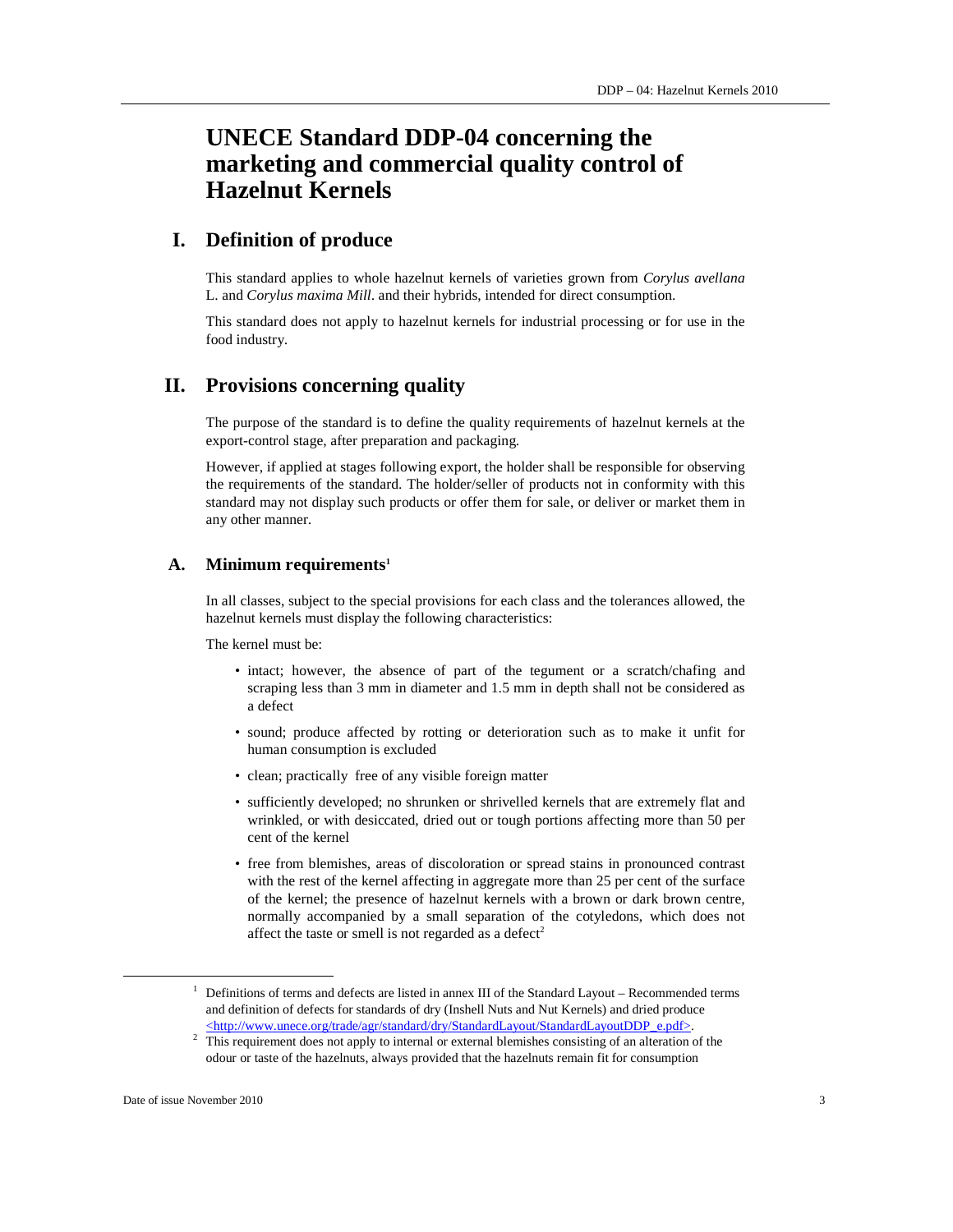# UNECE Standard DDP-04 concerning the marketing and commercial quality control of Hazelnut Kernels

## I. Definition of produce

This standard applies to whole hazelnut kernels of varieties grown from *Corylus avellana* L. and *Corylus maxima Mill*. and their hybrids, intended for direct consumption.

This standard does not apply to hazelnut kernels for industrial processing or for use in the food industry.

## II. Provisions concerning quality

The purpose of the standard is to define the quality requirements of hazelnut kernels at the export-control stage, after preparation and packaging.

However, if applied at stages following export, the holder shall be responsible for observing the requirements of the standard. The holder/seller of products not in conformity with this standard may not display such products or offer them for sale, or deliver or market them in any other manner.

### A. Minimum requirements[1]

In all classes, subject to the special provisions for each class and the tolerances allowed, the hazelnut kernels must display the following characteristics:

The kernel must be:

- intact; however, the absence of part of the tegument or a scratch/chafing and scraping less than 3 mm in diameter and 1.5 mm in depth shall not be considered as a defect
- sound; produce affected by rotting or deterioration such as to make it unfit for human consumption is excluded
- clean; practically free of any visible foreign matter
- sufficiently developed; no shrunken or shrivelled kernels that are extremely flat and wrinkled, or with desiccated, dried out or tough portions affecting more than 50 per cent of the kernel
- free from blemishes, areas of discoloration or spread stains in pronounced contrast with the rest of the kernel affecting in aggregate more than 25 per cent of the surface of the kernel; the presence of hazelnut kernels with a brown or dark brown centre, normally accompanied by a small separation of the cotyledons, which does not affect the taste or smell is not regarded as a defect[2]

---

[1] Definitions of terms and defects are listed in annex III of the Standard Layout – Recommended terms and definition of defects for standards of dry (Inshell Nuts and Nut Kernels) and dried produce <http://www.unece.org/trade/agr/standard/dry/StandardLayout/StandardLayoutDDP_e.pdf>.

[2] This requirement does not apply to internal or external blemishes consisting of an alteration of the odour or taste of the hazelnuts, always provided that the hazelnuts remain fit for consumption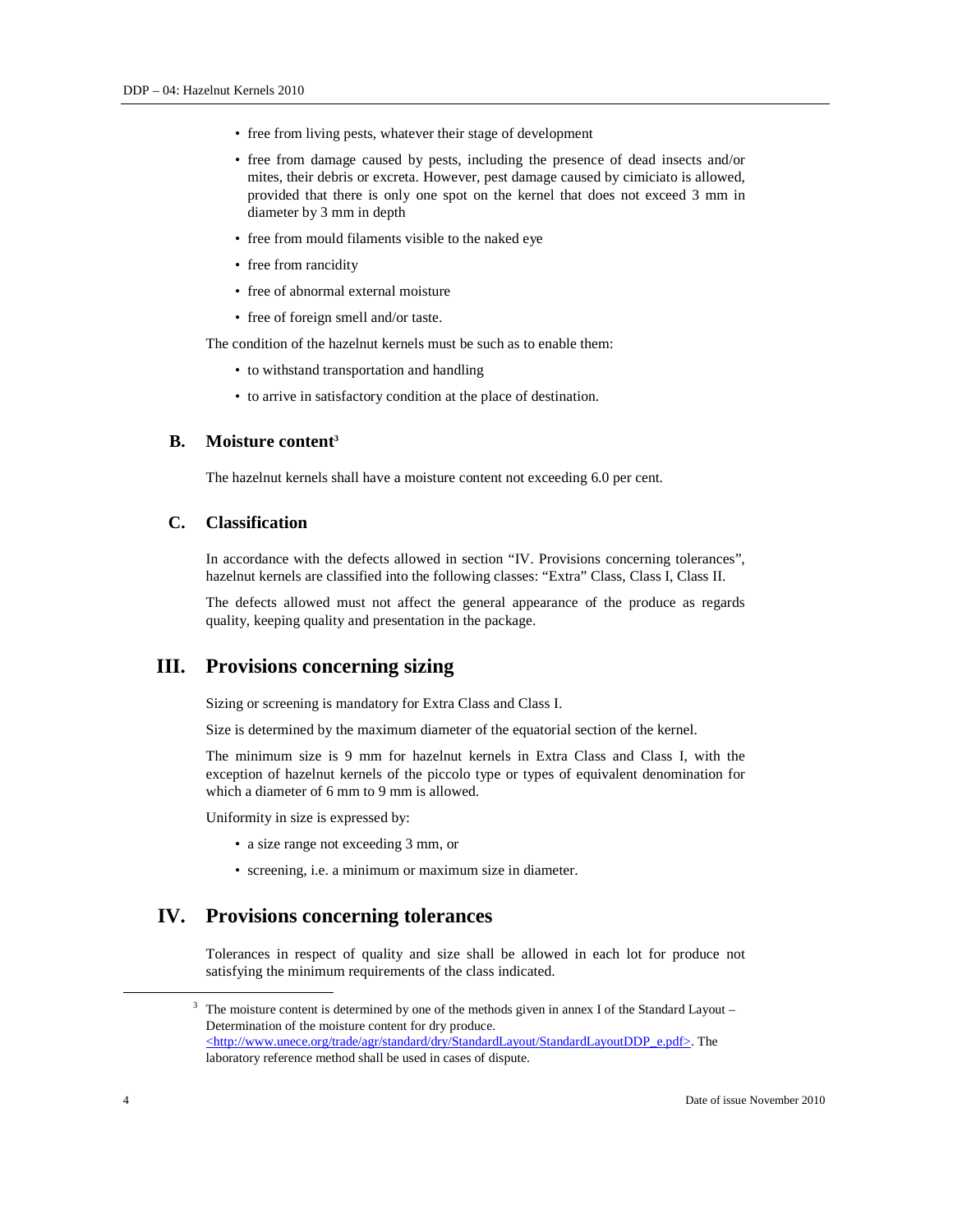- free from living pests, whatever their stage of development
- free from damage caused by pests, including the presence of dead insects and/or mites, their debris or excreta. However, pest damage caused by cimiciato is allowed, provided that there is only one spot on the kernel that does not exceed 3 mm in diameter by 3 mm in depth
- free from mould filaments visible to the naked eye
- free from rancidity
- free of abnormal external moisture
- free of foreign smell and/or taste.

The condition of the hazelnut kernels must be such as to enable them:

- to withstand transportation and handling
- to arrive in satisfactory condition at the place of destination.

### B. Moisture content[3]

The hazelnut kernels shall have a moisture content not exceeding 6.0 per cent.

### C. Classification

In accordance with the defects allowed in section "IV. Provisions concerning tolerances", hazelnut kernels are classified into the following classes: "Extra" Class, Class I, Class II.

The defects allowed must not affect the general appearance of the produce as regards quality, keeping quality and presentation in the package.

## III. Provisions concerning sizing

Sizing or screening is mandatory for Extra Class and Class I.

Size is determined by the maximum diameter of the equatorial section of the kernel.

The minimum size is 9 mm for hazelnut kernels in Extra Class and Class I, with the exception of hazelnut kernels of the piccolo type or types of equivalent denomination for which a diameter of 6 mm to 9 mm is allowed.

Uniformity in size is expressed by:

- a size range not exceeding 3 mm, or
- screening, i.e. a minimum or maximum size in diameter.

## IV. Provisions concerning tolerances

Tolerances in respect of quality and size shall be allowed in each lot for produce not satisfying the minimum requirements of the class indicated.

---

[3] The moisture content is determined by one of the methods given in annex I of the Standard Layout – Determination of the moisture content for dry produce. <http://www.unece.org/trade/agr/standard/dry/StandardLayout/StandardLayoutDDP_e.pdf>. The laboratory reference method shall be used in cases of dispute.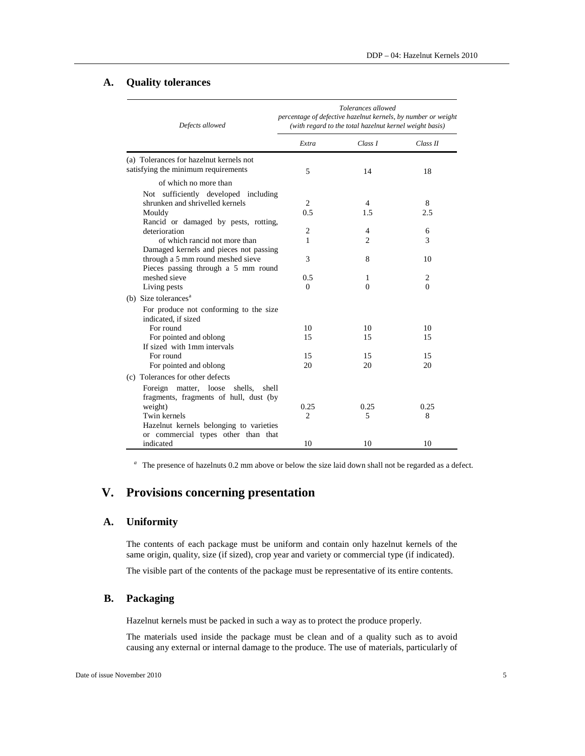## A. Quality tolerances

| Defects allowed | *Tolerances allowed percentage of defective hazelnut kernels, by number or weight (with regard to the total hazelnut kernel weight basis)* | | |
|---|---|---|---|
| | *Extra* | *Class I* | *Class II* |
| (a) Tolerances for hazelnut kernels not satisfying the minimum requirements | 5 | 14 | 18 |
| of which no more than | | | |
| Not sufficiently developed including shrunken and shrivelled kernels | 2 | 4 | 8 |
| Mouldy | 0.5 | 1.5 | 2.5 |
| Rancid or damaged by pests, rotting, deterioration | 2 | 4 | 6 |
| of which rancid not more than | 1 | 2 | 3 |
| Damaged kernels and pieces not passing through a 5 mm round meshed sieve | 3 | 8 | 10 |
| Pieces passing through a 5 mm round meshed sieve | 0.5 | 1 | 2 |
| Living pests | 0 | 0 | 0 |
| (b) Size tolerances[a] | | | |
| For produce not conforming to the size indicated, if sized | | | |
| For round | 10 | 10 | 10 |
| For pointed and oblong | 15 | 15 | 15 |
| If sized with 1mm intervals | | | |
| For round | 15 | 15 | 15 |
| For pointed and oblong | 20 | 20 | 20 |
| (c) Tolerances for other defects | | | |
| Foreign matter, loose shells, shell fragments, fragments of hull, dust (by weight) | 0.25 | 0.25 | 0.25 |
| Twin kernels | 2 | 5 | 8 |
| Hazelnut kernels belonging to varieties or commercial types other than that indicated | 10 | 10 | 10 |

[a] The presence of hazelnuts 0.2 mm above or below the size laid down shall not be regarded as a defect.

# V. Provisions concerning presentation

## A. Uniformity

The contents of each package must be uniform and contain only hazelnut kernels of the same origin, quality, size (if sized), crop year and variety or commercial type (if indicated).

The visible part of the contents of the package must be representative of its entire contents.

## B. Packaging

Hazelnut kernels must be packed in such a way as to protect the produce properly.

The materials used inside the package must be clean and of a quality such as to avoid causing any external or internal damage to the produce. The use of materials, particularly of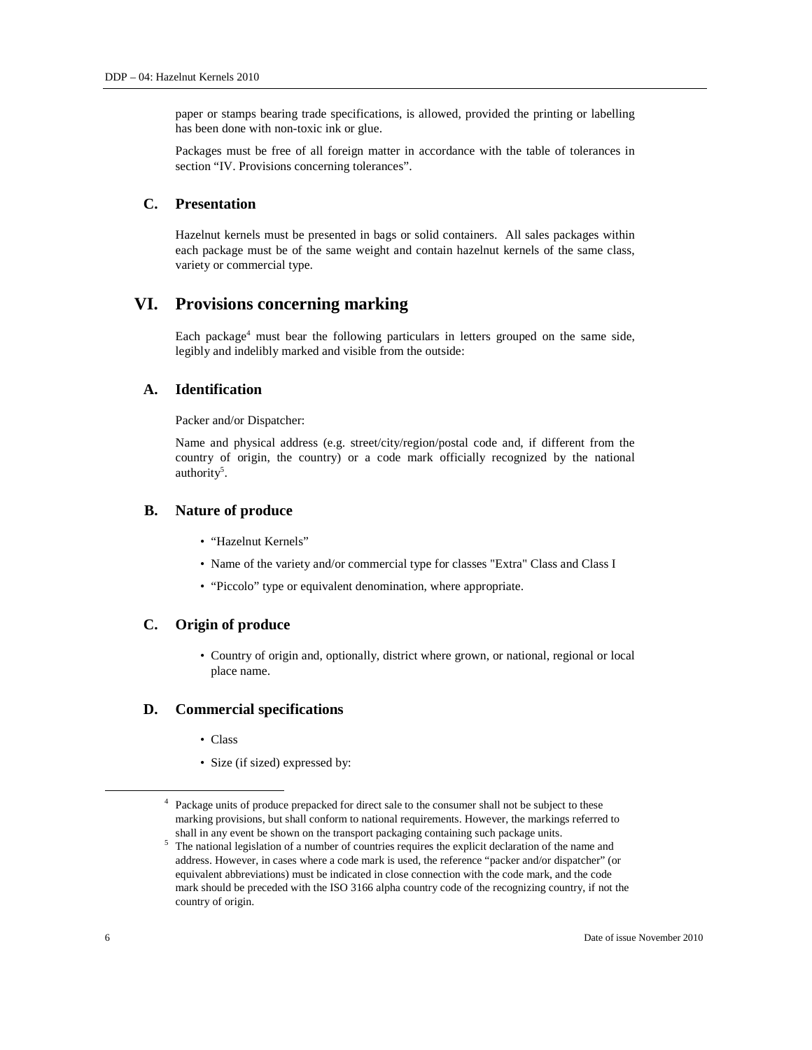paper or stamps bearing trade specifications, is allowed, provided the printing or labelling has been done with non-toxic ink or glue.

Packages must be free of all foreign matter in accordance with the table of tolerances in section "IV. Provisions concerning tolerances".

### C. Presentation

Hazelnut kernels must be presented in bags or solid containers. All sales packages within each package must be of the same weight and contain hazelnut kernels of the same class, variety or commercial type.

## VI. Provisions concerning marking

Each package[4] must bear the following particulars in letters grouped on the same side, legibly and indelibly marked and visible from the outside:

### A. Identification

Packer and/or Dispatcher:

Name and physical address (e.g. street/city/region/postal code and, if different from the country of origin, the country) or a code mark officially recognized by the national authority[5].

### B. Nature of produce

- "Hazelnut Kernels"
- Name of the variety and/or commercial type for classes "Extra" Class and Class I
- "Piccolo" type or equivalent denomination, where appropriate.

### C. Origin of produce

- Country of origin and, optionally, district where grown, or national, regional or local place name.

### D. Commercial specifications

- Class
- Size (if sized) expressed by:

---

[4] Package units of produce prepacked for direct sale to the consumer shall not be subject to these marking provisions, but shall conform to national requirements. However, the markings referred to shall in any event be shown on the transport packaging containing such package units.

[5] The national legislation of a number of countries requires the explicit declaration of the name and address. However, in cases where a code mark is used, the reference "packer and/or dispatcher" (or equivalent abbreviations) must be indicated in close connection with the code mark, and the code mark should be preceded with the ISO 3166 alpha country code of the recognizing country, if not the country of origin.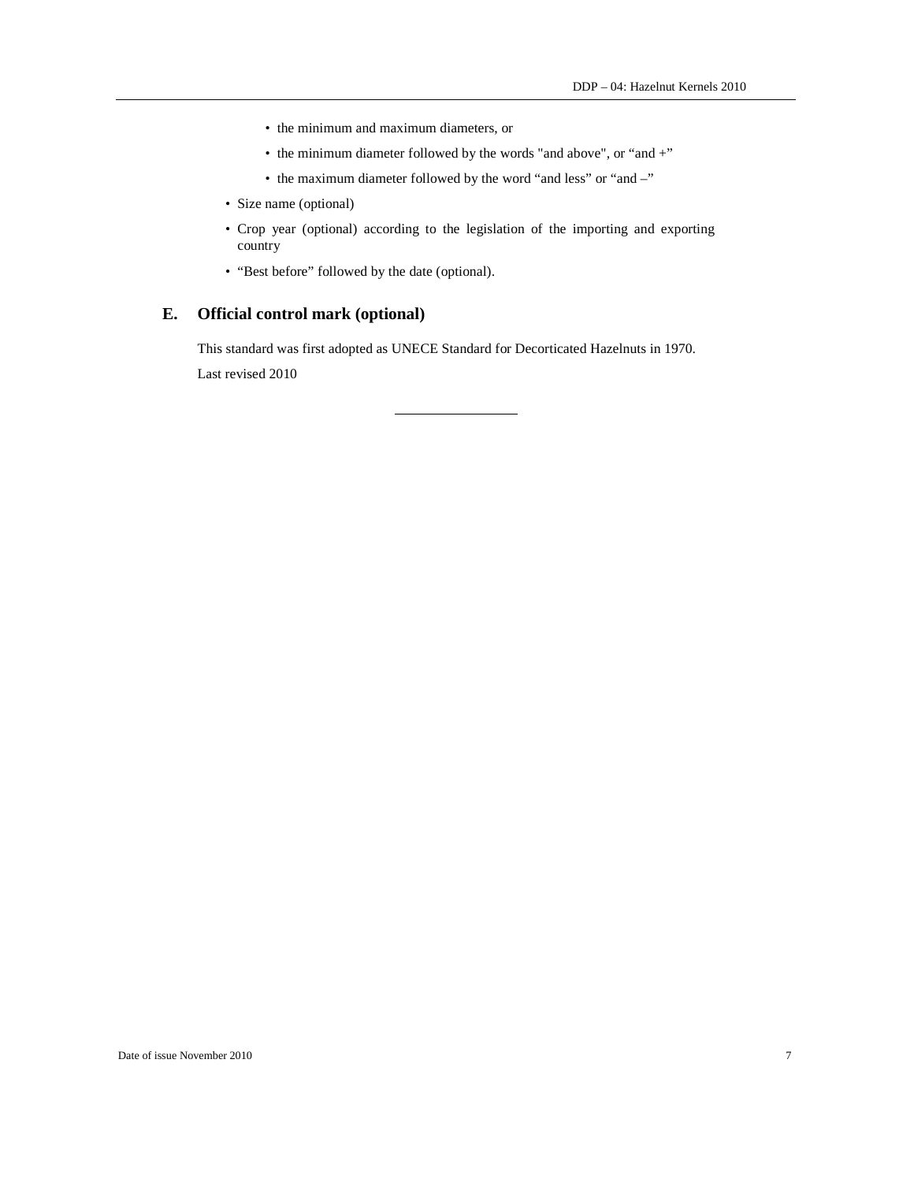- the minimum and maximum diameters, or
- the minimum diameter followed by the words "and above", or "and +"
- the maximum diameter followed by the word "and less" or "and –"

- Size name (optional)
- Crop year (optional) according to the legislation of the importing and exporting country
- "Best before" followed by the date (optional).

## E. Official control mark (optional)

This standard was first adopted as UNECE Standard for Decorticated Hazelnuts in 1970.

Last revised 2010